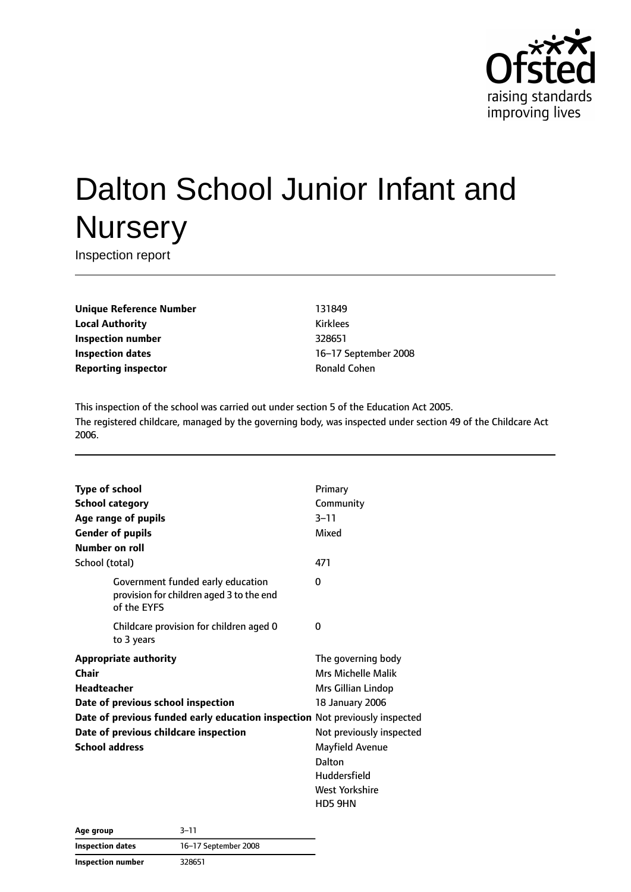Ofsted
raising standards
improving lives

# Dalton School Junior Infant and Nursery

Inspection report

| | |
|---|---|
| **Unique Reference Number** | 131849 |
| **Local Authority** | Kirklees |
| **Inspection number** | 328651 |
| **Inspection dates** | 16–17 September 2008 |
| **Reporting inspector** | Ronald Cohen |

This inspection of the school was carried out under section 5 of the Education Act 2005.
The registered childcare, managed by the governing body, was inspected under section 49 of the Childcare Act 2006.

| | |
|---|---|
| **Type of school** | Primary |
| **School category** | Community |
| **Age range of pupils** | 3–11 |
| **Gender of pupils** | Mixed |
| **Number on roll** | |
| School (total) | 471 |
| Government funded early education provision for children aged 3 to the end of the EYFS | 0 |
| Childcare provision for children aged 0 to 3 years | 0 |
| **Appropriate authority** | The governing body |
| **Chair** | Mrs Michelle Malik |
| **Headteacher** | Mrs Gillian Lindop |
| **Date of previous school inspection** | 18 January 2006 |
| **Date of previous funded early education inspection** | Not previously inspected |
| **Date of previous childcare inspection** | Not previously inspected |
| **School address** | Mayfield Avenue<br>Dalton<br>Huddersfield<br>West Yorkshire<br>HD5 9HN |

| | |
|---|---|
| **Age group** | 3–11 |
| **Inspection dates** | 16–17 September 2008 |
| **Inspection number** | 328651 |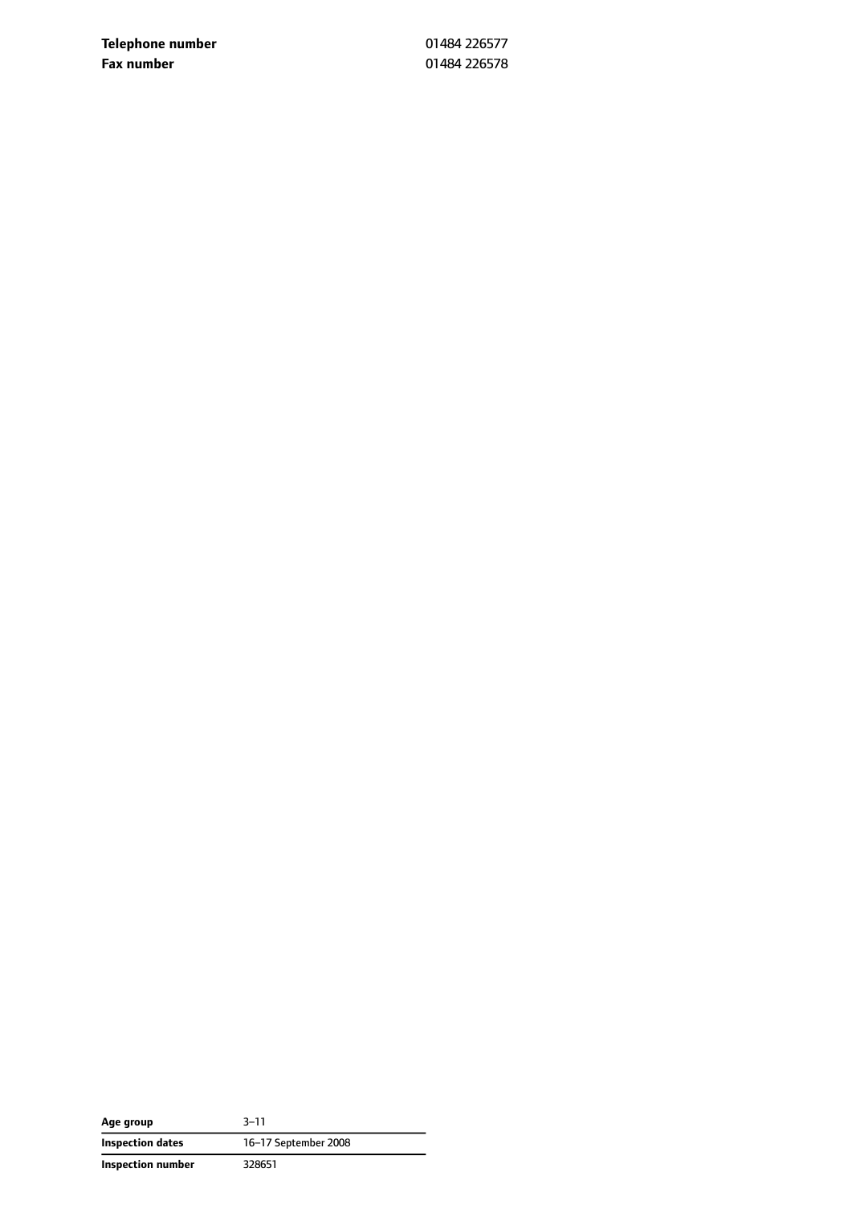| | |
|---|---|
| **Telephone number** | 01484 226577 |
| **Fax number** | 01484 226578 |

| | |
|---|---|
| **Age group** | 3–11 |
| **Inspection dates** | 16–17 September 2008 |
| **Inspection number** | 328651 |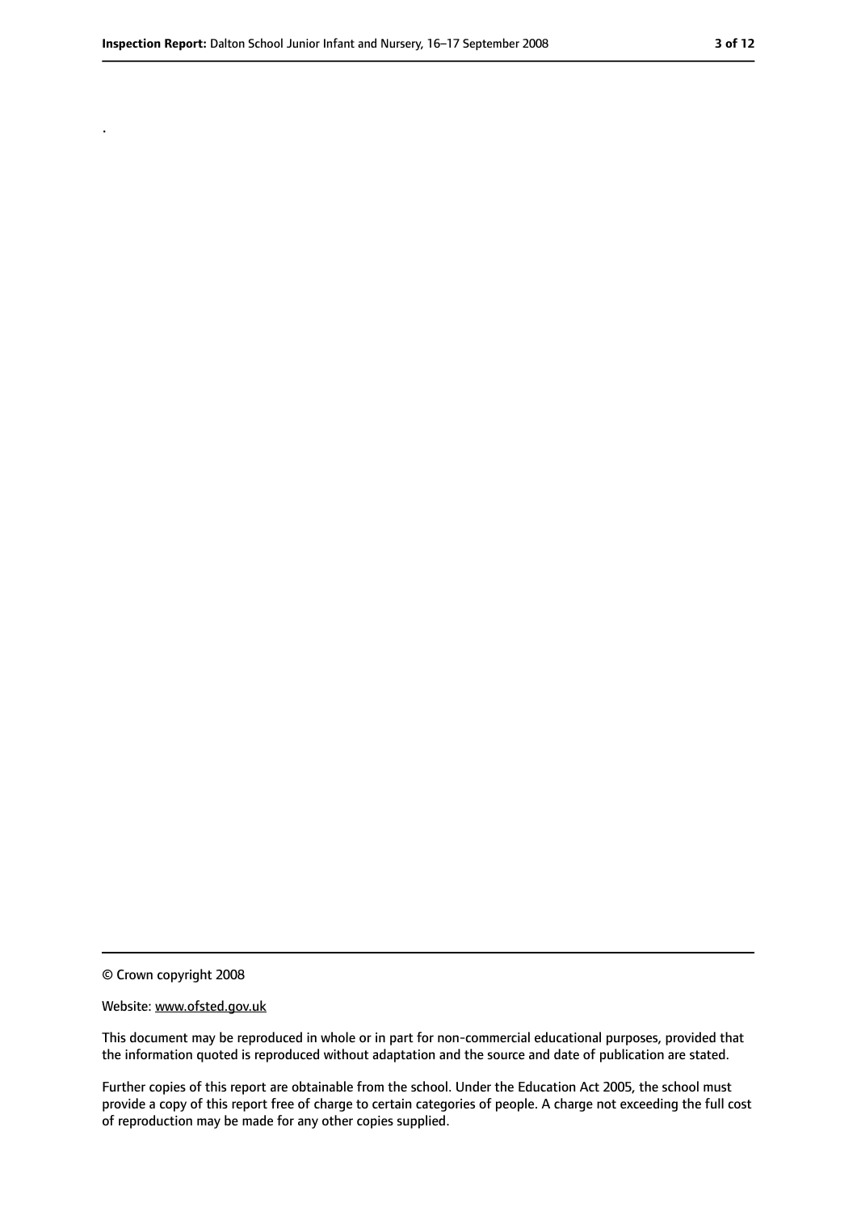.

© Crown copyright 2008

Website: www.ofsted.gov.uk

This document may be reproduced in whole or in part for non-commercial educational purposes, provided that the information quoted is reproduced without adaptation and the source and date of publication are stated.

Further copies of this report are obtainable from the school. Under the Education Act 2005, the school must provide a copy of this report free of charge to certain categories of people. A charge not exceeding the full cost of reproduction may be made for any other copies supplied.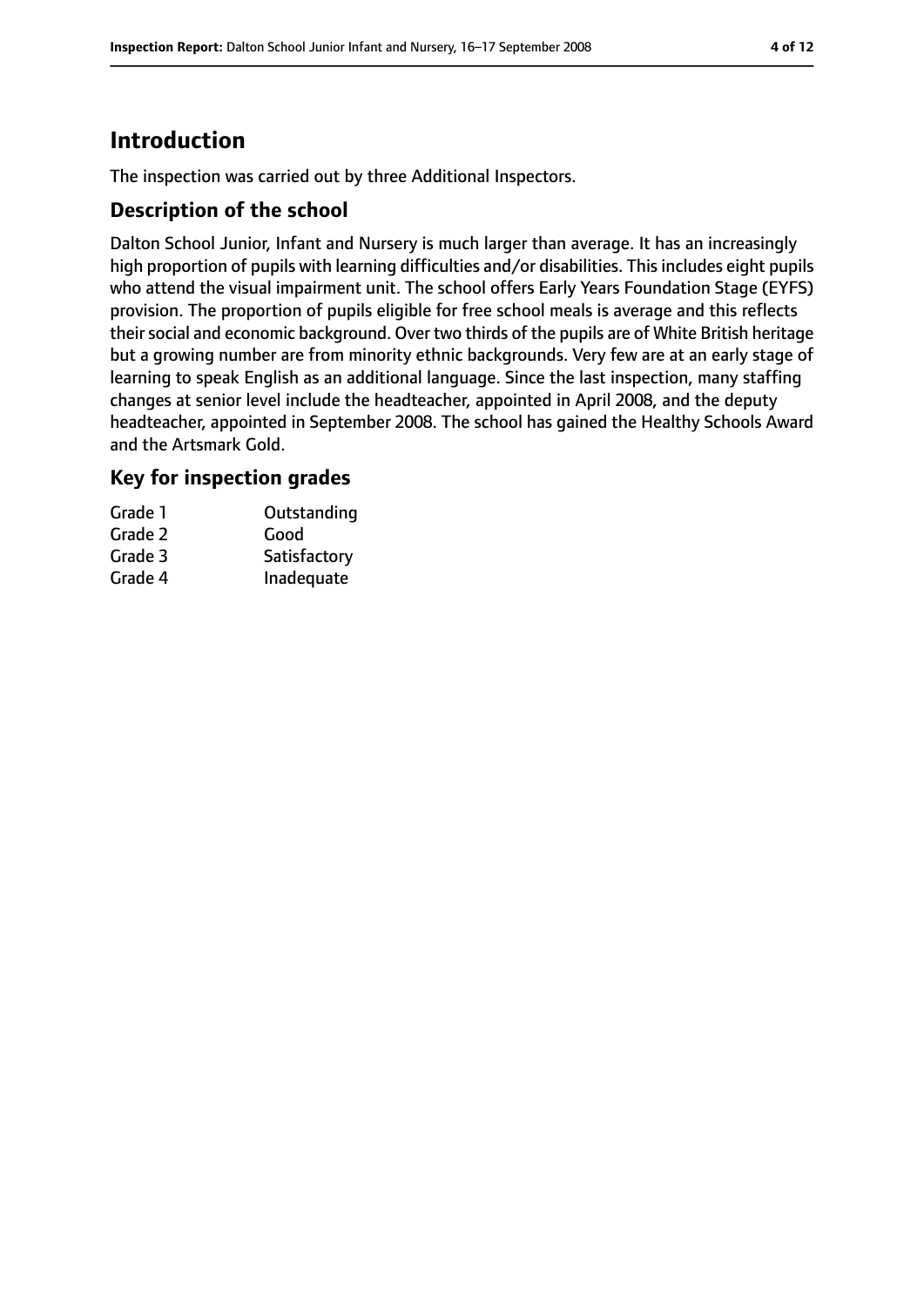# Introduction

The inspection was carried out by three Additional Inspectors.

## Description of the school

Dalton School Junior, Infant and Nursery is much larger than average. It has an increasingly high proportion of pupils with learning difficulties and/or disabilities. This includes eight pupils who attend the visual impairment unit. The school offers Early Years Foundation Stage (EYFS) provision. The proportion of pupils eligible for free school meals is average and this reflects their social and economic background. Over two thirds of the pupils are of White British heritage but a growing number are from minority ethnic backgrounds. Very few are at an early stage of learning to speak English as an additional language. Since the last inspection, many staffing changes at senior level include the headteacher, appointed in April 2008, and the deputy headteacher, appointed in September 2008. The school has gained the Healthy Schools Award and the Artsmark Gold.

## Key for inspection grades

| | |
|---|---|
| Grade 1 | Outstanding |
| Grade 2 | Good |
| Grade 3 | Satisfactory |
| Grade 4 | Inadequate |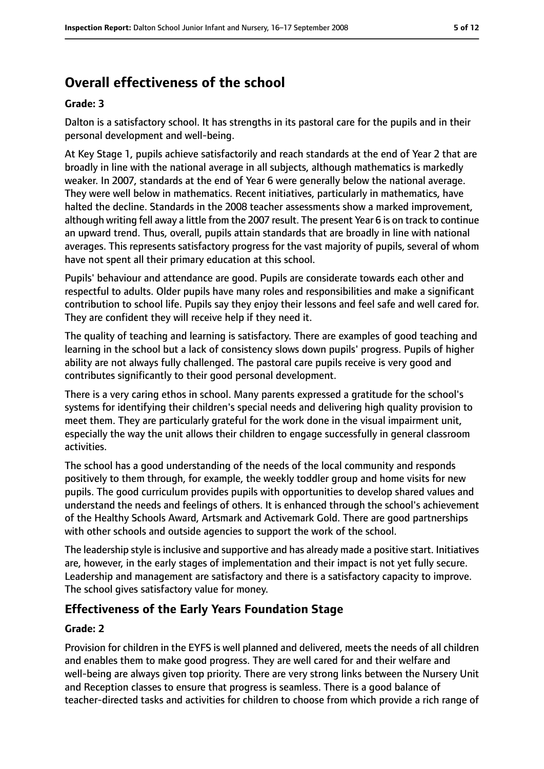## Overall effectiveness of the school

### Grade: 3

Dalton is a satisfactory school. It has strengths in its pastoral care for the pupils and in their personal development and well-being.

At Key Stage 1, pupils achieve satisfactorily and reach standards at the end of Year 2 that are broadly in line with the national average in all subjects, although mathematics is markedly weaker. In 2007, standards at the end of Year 6 were generally below the national average. They were well below in mathematics. Recent initiatives, particularly in mathematics, have halted the decline. Standards in the 2008 teacher assessments show a marked improvement, although writing fell away a little from the 2007 result. The present Year 6 is on track to continue an upward trend. Thus, overall, pupils attain standards that are broadly in line with national averages. This represents satisfactory progress for the vast majority of pupils, several of whom have not spent all their primary education at this school.

Pupils' behaviour and attendance are good. Pupils are considerate towards each other and respectful to adults. Older pupils have many roles and responsibilities and make a significant contribution to school life. Pupils say they enjoy their lessons and feel safe and well cared for. They are confident they will receive help if they need it.

The quality of teaching and learning is satisfactory. There are examples of good teaching and learning in the school but a lack of consistency slows down pupils' progress. Pupils of higher ability are not always fully challenged. The pastoral care pupils receive is very good and contributes significantly to their good personal development.

There is a very caring ethos in school. Many parents expressed a gratitude for the school's systems for identifying their children's special needs and delivering high quality provision to meet them. They are particularly grateful for the work done in the visual impairment unit, especially the way the unit allows their children to engage successfully in general classroom activities.

The school has a good understanding of the needs of the local community and responds positively to them through, for example, the weekly toddler group and home visits for new pupils. The good curriculum provides pupils with opportunities to develop shared values and understand the needs and feelings of others. It is enhanced through the school's achievement of the Healthy Schools Award, Artsmark and Activemark Gold. There are good partnerships with other schools and outside agencies to support the work of the school.

The leadership style is inclusive and supportive and has already made a positive start. Initiatives are, however, in the early stages of implementation and their impact is not yet fully secure. Leadership and management are satisfactory and there is a satisfactory capacity to improve. The school gives satisfactory value for money.

## Effectiveness of the Early Years Foundation Stage

### Grade: 2

Provision for children in the EYFS is well planned and delivered, meets the needs of all children and enables them to make good progress. They are well cared for and their welfare and well-being are always given top priority. There are very strong links between the Nursery Unit and Reception classes to ensure that progress is seamless. There is a good balance of teacher-directed tasks and activities for children to choose from which provide a rich range of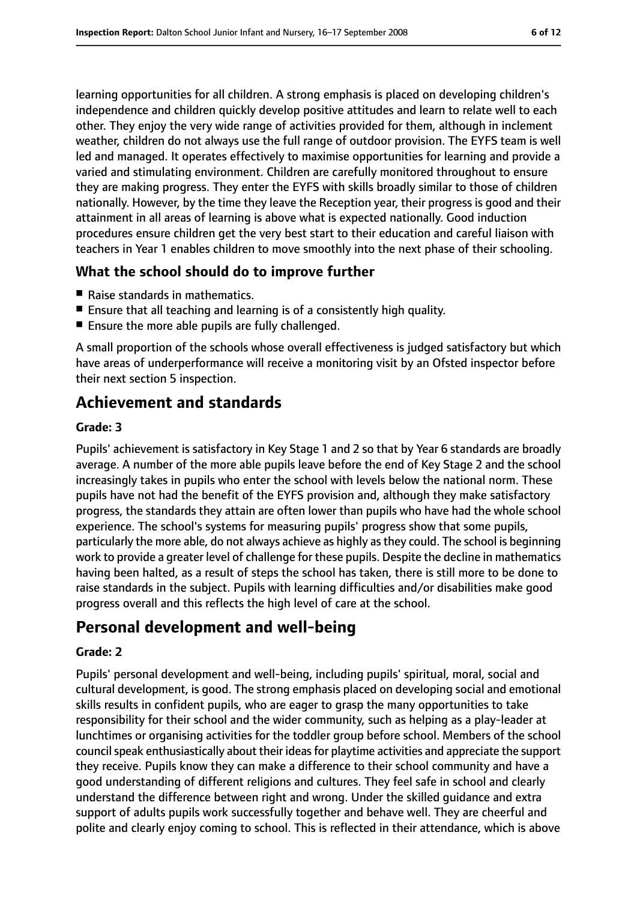learning opportunities for all children. A strong emphasis is placed on developing children's independence and children quickly develop positive attitudes and learn to relate well to each other. They enjoy the very wide range of activities provided for them, although in inclement weather, children do not always use the full range of outdoor provision. The EYFS team is well led and managed. It operates effectively to maximise opportunities for learning and provide a varied and stimulating environment. Children are carefully monitored throughout to ensure they are making progress. They enter the EYFS with skills broadly similar to those of children nationally. However, by the time they leave the Reception year, their progress is good and their attainment in all areas of learning is above what is expected nationally. Good induction procedures ensure children get the very best start to their education and careful liaison with teachers in Year 1 enables children to move smoothly into the next phase of their schooling.

### What the school should do to improve further

- Raise standards in mathematics.
- Ensure that all teaching and learning is of a consistently high quality.
- Ensure the more able pupils are fully challenged.

A small proportion of the schools whose overall effectiveness is judged satisfactory but which have areas of underperformance will receive a monitoring visit by an Ofsted inspector before their next section 5 inspection.

## Achievement and standards

#### Grade: 3

Pupils' achievement is satisfactory in Key Stage 1 and 2 so that by Year 6 standards are broadly average. A number of the more able pupils leave before the end of Key Stage 2 and the school increasingly takes in pupils who enter the school with levels below the national norm. These pupils have not had the benefit of the EYFS provision and, although they make satisfactory progress, the standards they attain are often lower than pupils who have had the whole school experience. The school's systems for measuring pupils' progress show that some pupils, particularly the more able, do not always achieve as highly as they could. The school is beginning work to provide a greater level of challenge for these pupils. Despite the decline in mathematics having been halted, as a result of steps the school has taken, there is still more to be done to raise standards in the subject. Pupils with learning difficulties and/or disabilities make good progress overall and this reflects the high level of care at the school.

## Personal development and well-being

#### Grade: 2

Pupils' personal development and well-being, including pupils' spiritual, moral, social and cultural development, is good. The strong emphasis placed on developing social and emotional skills results in confident pupils, who are eager to grasp the many opportunities to take responsibility for their school and the wider community, such as helping as a play-leader at lunchtimes or organising activities for the toddler group before school. Members of the school council speak enthusiastically about their ideas for playtime activities and appreciate the support they receive. Pupils know they can make a difference to their school community and have a good understanding of different religions and cultures. They feel safe in school and clearly understand the difference between right and wrong. Under the skilled guidance and extra support of adults pupils work successfully together and behave well. They are cheerful and polite and clearly enjoy coming to school. This is reflected in their attendance, which is above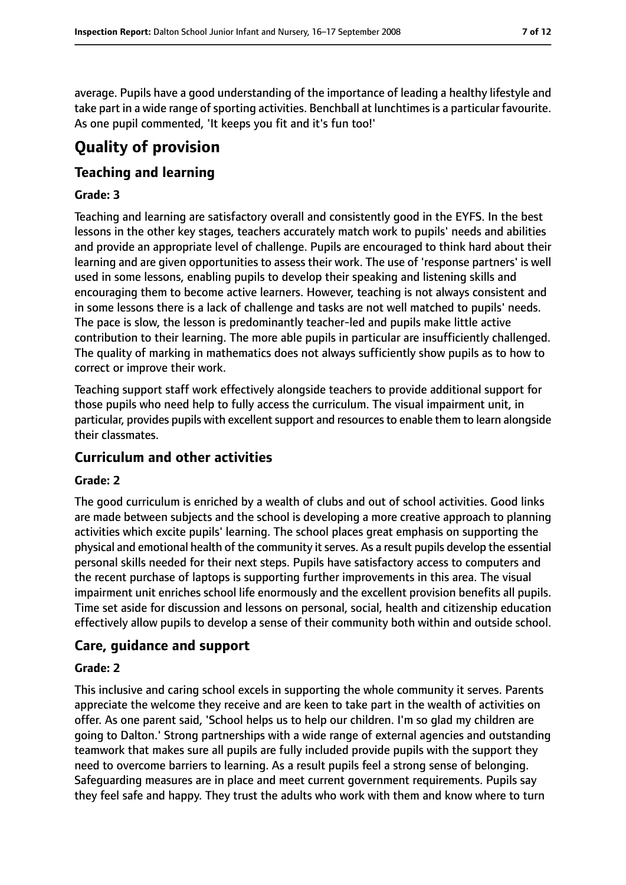average. Pupils have a good understanding of the importance of leading a healthy lifestyle and take part in a wide range of sporting activities. Benchball at lunchtimes is a particular favourite. As one pupil commented, 'It keeps you fit and it's fun too!'

# Quality of provision

## Teaching and learning

### Grade: 3

Teaching and learning are satisfactory overall and consistently good in the EYFS. In the best lessons in the other key stages, teachers accurately match work to pupils' needs and abilities and provide an appropriate level of challenge. Pupils are encouraged to think hard about their learning and are given opportunities to assess their work. The use of 'response partners' is well used in some lessons, enabling pupils to develop their speaking and listening skills and encouraging them to become active learners. However, teaching is not always consistent and in some lessons there is a lack of challenge and tasks are not well matched to pupils' needs. The pace is slow, the lesson is predominantly teacher-led and pupils make little active contribution to their learning. The more able pupils in particular are insufficiently challenged. The quality of marking in mathematics does not always sufficiently show pupils as to how to correct or improve their work.

Teaching support staff work effectively alongside teachers to provide additional support for those pupils who need help to fully access the curriculum. The visual impairment unit, in particular, provides pupils with excellent support and resources to enable them to learn alongside their classmates.

## Curriculum and other activities

### Grade: 2

The good curriculum is enriched by a wealth of clubs and out of school activities. Good links are made between subjects and the school is developing a more creative approach to planning activities which excite pupils' learning. The school places great emphasis on supporting the physical and emotional health of the community it serves. As a result pupils develop the essential personal skills needed for their next steps. Pupils have satisfactory access to computers and the recent purchase of laptops is supporting further improvements in this area. The visual impairment unit enriches school life enormously and the excellent provision benefits all pupils. Time set aside for discussion and lessons on personal, social, health and citizenship education effectively allow pupils to develop a sense of their community both within and outside school.

## Care, guidance and support

### Grade: 2

This inclusive and caring school excels in supporting the whole community it serves. Parents appreciate the welcome they receive and are keen to take part in the wealth of activities on offer. As one parent said, 'School helps us to help our children. I'm so glad my children are going to Dalton.' Strong partnerships with a wide range of external agencies and outstanding teamwork that makes sure all pupils are fully included provide pupils with the support they need to overcome barriers to learning. As a result pupils feel a strong sense of belonging. Safeguarding measures are in place and meet current government requirements. Pupils say they feel safe and happy. They trust the adults who work with them and know where to turn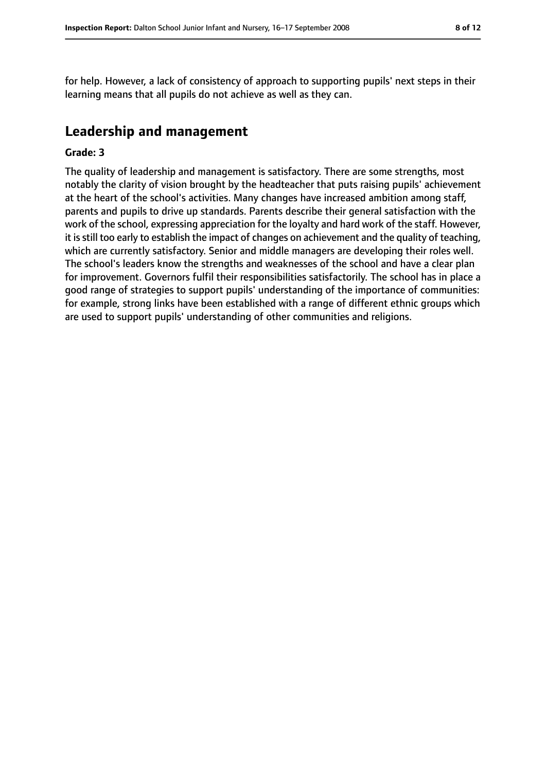for help. However, a lack of consistency of approach to supporting pupils' next steps in their learning means that all pupils do not achieve as well as they can.

## Leadership and management

**Grade: 3**

The quality of leadership and management is satisfactory. There are some strengths, most notably the clarity of vision brought by the headteacher that puts raising pupils' achievement at the heart of the school's activities. Many changes have increased ambition among staff, parents and pupils to drive up standards. Parents describe their general satisfaction with the work of the school, expressing appreciation for the loyalty and hard work of the staff. However, it is still too early to establish the impact of changes on achievement and the quality of teaching, which are currently satisfactory. Senior and middle managers are developing their roles well. The school's leaders know the strengths and weaknesses of the school and have a clear plan for improvement. Governors fulfil their responsibilities satisfactorily. The school has in place a good range of strategies to support pupils' understanding of the importance of communities: for example, strong links have been established with a range of different ethnic groups which are used to support pupils' understanding of other communities and religions.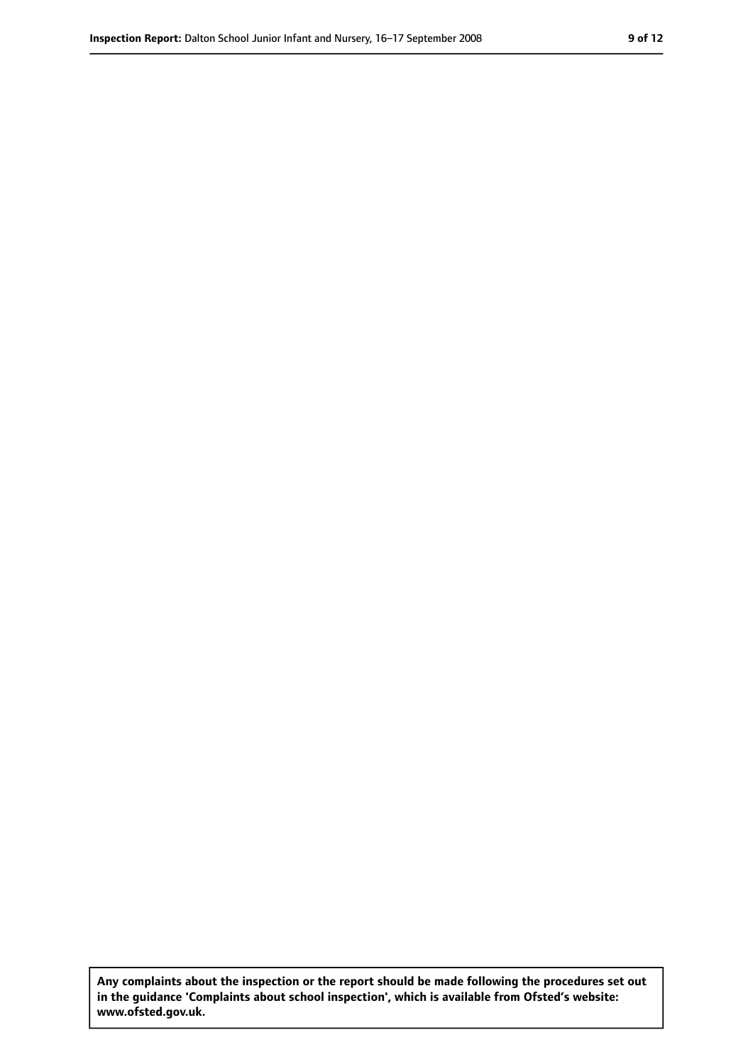Any complaints about the inspection or the report should be made following the procedures set out in the guidance 'Complaints about school inspection', which is available from Ofsted's website: www.ofsted.gov.uk.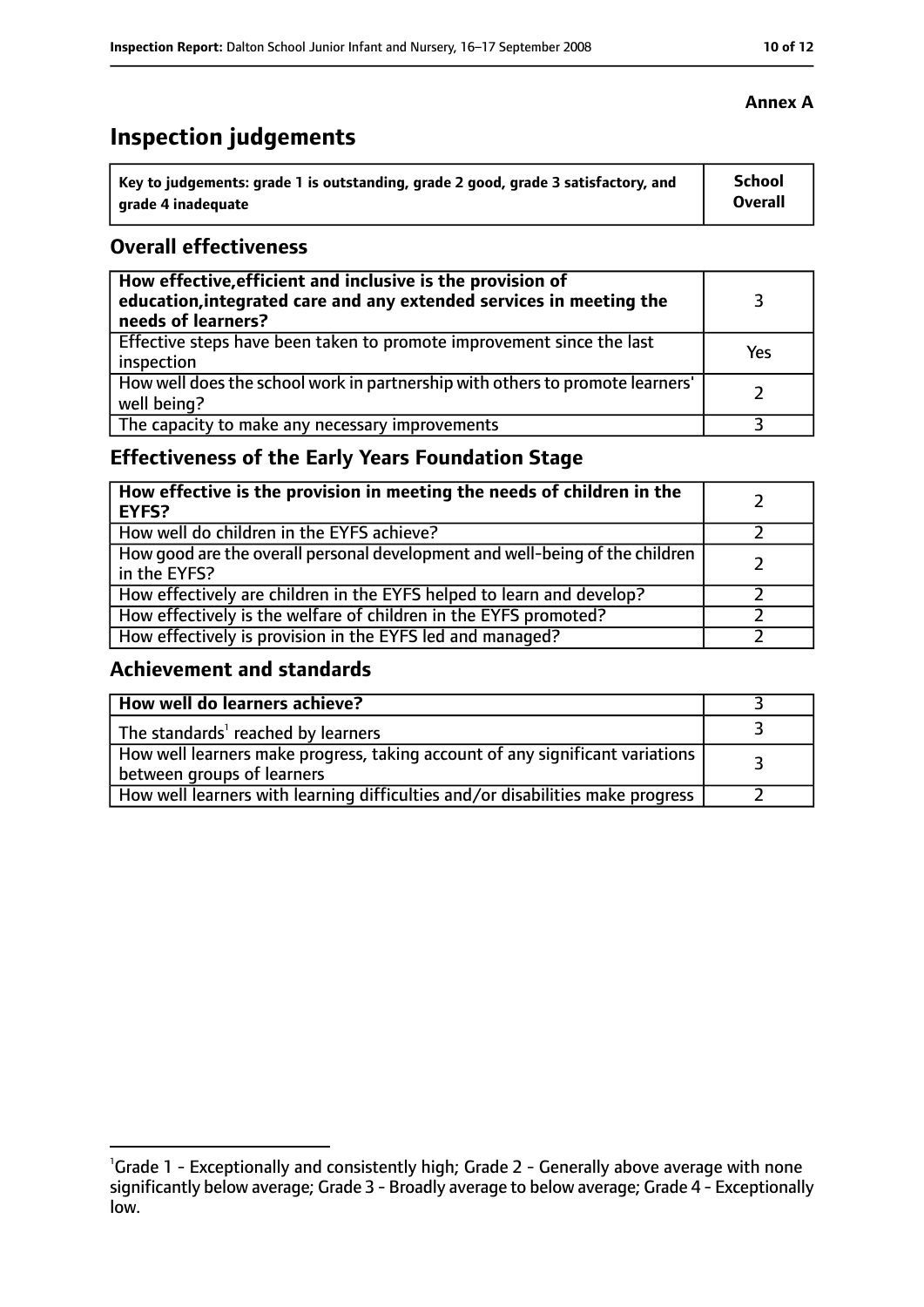**Annex A**

# Inspection judgements

| Key to judgements: grade 1 is outstanding, grade 2 good, grade 3 satisfactory, and grade 4 inadequate | School Overall |
|---|---|

## Overall effectiveness

| | |
|---|---|
| **How effective, efficient and inclusive is the provision of education, integrated care and any extended services in meeting the needs of learners?** | 3 |
| Effective steps have been taken to promote improvement since the last inspection | Yes |
| How well does the school work in partnership with others to promote learners' well being? | 2 |
| The capacity to make any necessary improvements | 3 |

## Effectiveness of the Early Years Foundation Stage

| | |
|---|---|
| **How effective is the provision in meeting the needs of children in the EYFS?** | 2 |
| How well do children in the EYFS achieve? | 2 |
| How good are the overall personal development and well-being of the children in the EYFS? | 2 |
| How effectively are children in the EYFS helped to learn and develop? | 2 |
| How effectively is the welfare of children in the EYFS promoted? | 2 |
| How effectively is provision in the EYFS led and managed? | 2 |

## Achievement and standards

| | |
|---|---|
| **How well do learners achieve?** | 3 |
| The standards[1] reached by learners | 3 |
| How well learners make progress, taking account of any significant variations between groups of learners | 3 |
| How well learners with learning difficulties and/or disabilities make progress | 2 |

[1]Grade 1 - Exceptionally and consistently high; Grade 2 - Generally above average with none significantly below average; Grade 3 - Broadly average to below average; Grade 4 - Exceptionally low.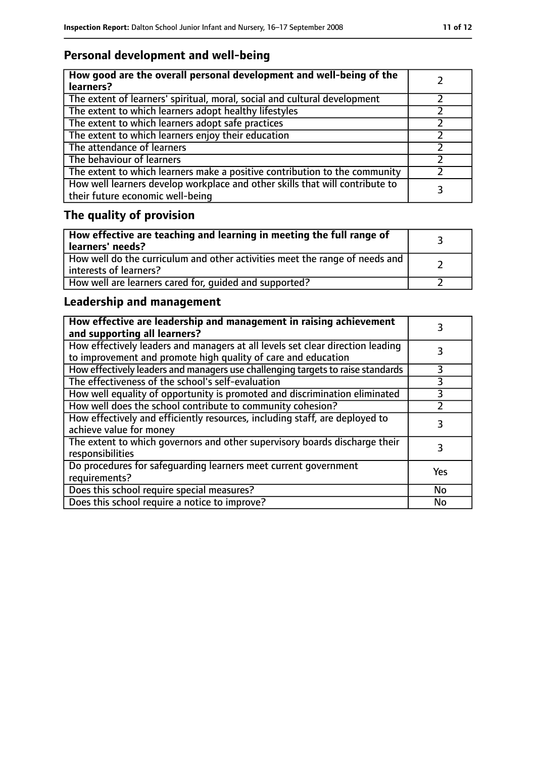## Personal development and well-being

| **How good are the overall personal development and well-being of the learners?** | 2 |
|---|---|
| The extent of learners' spiritual, moral, social and cultural development | 2 |
| The extent to which learners adopt healthy lifestyles | 2 |
| The extent to which learners adopt safe practices | 2 |
| The extent to which learners enjoy their education | 2 |
| The attendance of learners | 2 |
| The behaviour of learners | 2 |
| The extent to which learners make a positive contribution to the community | 2 |
| How well learners develop workplace and other skills that will contribute to their future economic well-being | 3 |

## The quality of provision

| **How effective are teaching and learning in meeting the full range of learners' needs?** | 3 |
|---|---|
| How well do the curriculum and other activities meet the range of needs and interests of learners? | 2 |
| How well are learners cared for, guided and supported? | 2 |

## Leadership and management

| **How effective are leadership and management in raising achievement and supporting all learners?** | 3 |
|---|---|
| How effectively leaders and managers at all levels set clear direction leading to improvement and promote high quality of care and education | 3 |
| How effectively leaders and managers use challenging targets to raise standards | 3 |
| The effectiveness of the school's self-evaluation | 3 |
| How well equality of opportunity is promoted and discrimination eliminated | 3 |
| How well does the school contribute to community cohesion? | 2 |
| How effectively and efficiently resources, including staff, are deployed to achieve value for money | 3 |
| The extent to which governors and other supervisory boards discharge their responsibilities | 3 |
| Do procedures for safeguarding learners meet current government requirements? | Yes |
| Does this school require special measures? | No |
| Does this school require a notice to improve? | No |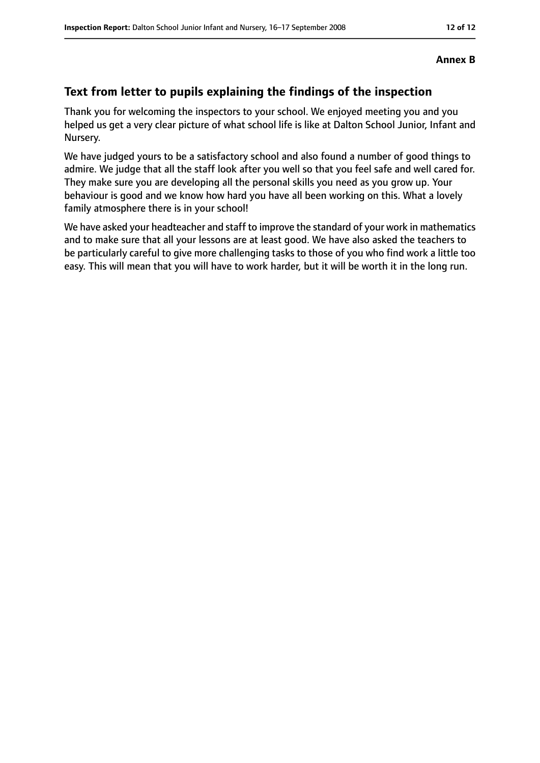**Annex B**

## Text from letter to pupils explaining the findings of the inspection

Thank you for welcoming the inspectors to your school. We enjoyed meeting you and you helped us get a very clear picture of what school life is like at Dalton School Junior, Infant and Nursery.

We have judged yours to be a satisfactory school and also found a number of good things to admire. We judge that all the staff look after you well so that you feel safe and well cared for. They make sure you are developing all the personal skills you need as you grow up. Your behaviour is good and we know how hard you have all been working on this. What a lovely family atmosphere there is in your school!

We have asked your headteacher and staff to improve the standard of your work in mathematics and to make sure that all your lessons are at least good. We have also asked the teachers to be particularly careful to give more challenging tasks to those of you who find work a little too easy. This will mean that you will have to work harder, but it will be worth it in the long run.